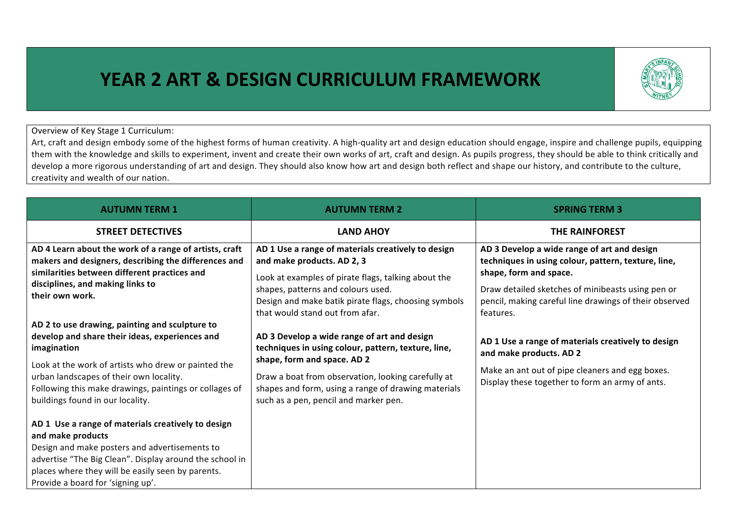# YEAR 2 ART & DESIGN CURRICULUM FRAMEWORK

Overview of Key Stage 1 Curriculum:
Art, craft and design embody some of the highest forms of human creativity. A high-quality art and design education should engage, inspire and challenge pupils, equipping them with the knowledge and skills to experiment, invent and create their own works of art, craft and design. As pupils progress, they should be able to think critically and develop a more rigorous understanding of art and design. They should also know how art and design both reflect and shape our history, and contribute to the culture, creativity and wealth of our nation.

| AUTUMN TERM 1 | AUTUMN TERM 2 | SPRING TERM 3 |
|---|---|---|
| **STREET DETECTIVES** | **LAND AHOY** | **THE RAINFOREST** |
| **AD 4 Learn about the work of a range of artists, craft makers and designers, describing the differences and similarities between different practices and disciplines, and making links to their own work.**<br><br>**AD 2 to use drawing, painting and sculpture to develop and share their ideas, experiences and imagination**<br>Look at the work of artists who drew or painted the urban landscapes of their own locality.<br>Following this make drawings, paintings or collages of buildings found in our locality.<br><br>**AD 1 Use a range of materials creatively to design and make products**<br>Design and make posters and advertisements to advertise "The Big Clean". Display around the school in places where they will be easily seen by parents. Provide a board for 'signing up'. | **AD 1 Use a range of materials creatively to design and make products. AD 2, 3**<br>Look at examples of pirate flags, talking about the shapes, patterns and colours used.<br>Design and make batik pirate flags, choosing symbols that would stand out from afar.<br><br>**AD 3 Develop a wide range of art and design techniques in using colour, pattern, texture, line, shape, form and space. AD 2**<br>Draw a boat from observation, looking carefully at shapes and form, using a range of drawing materials such as a pen, pencil and marker pen. | **AD 3 Develop a wide range of art and design techniques in using colour, pattern, texture, line, shape, form and space.**<br>Draw detailed sketches of minibeasts using pen or pencil, making careful line drawings of their observed features.<br><br>**AD 1 Use a range of materials creatively to design and make products. AD 2**<br>Make an ant out of pipe cleaners and egg boxes. Display these together to form an army of ants. |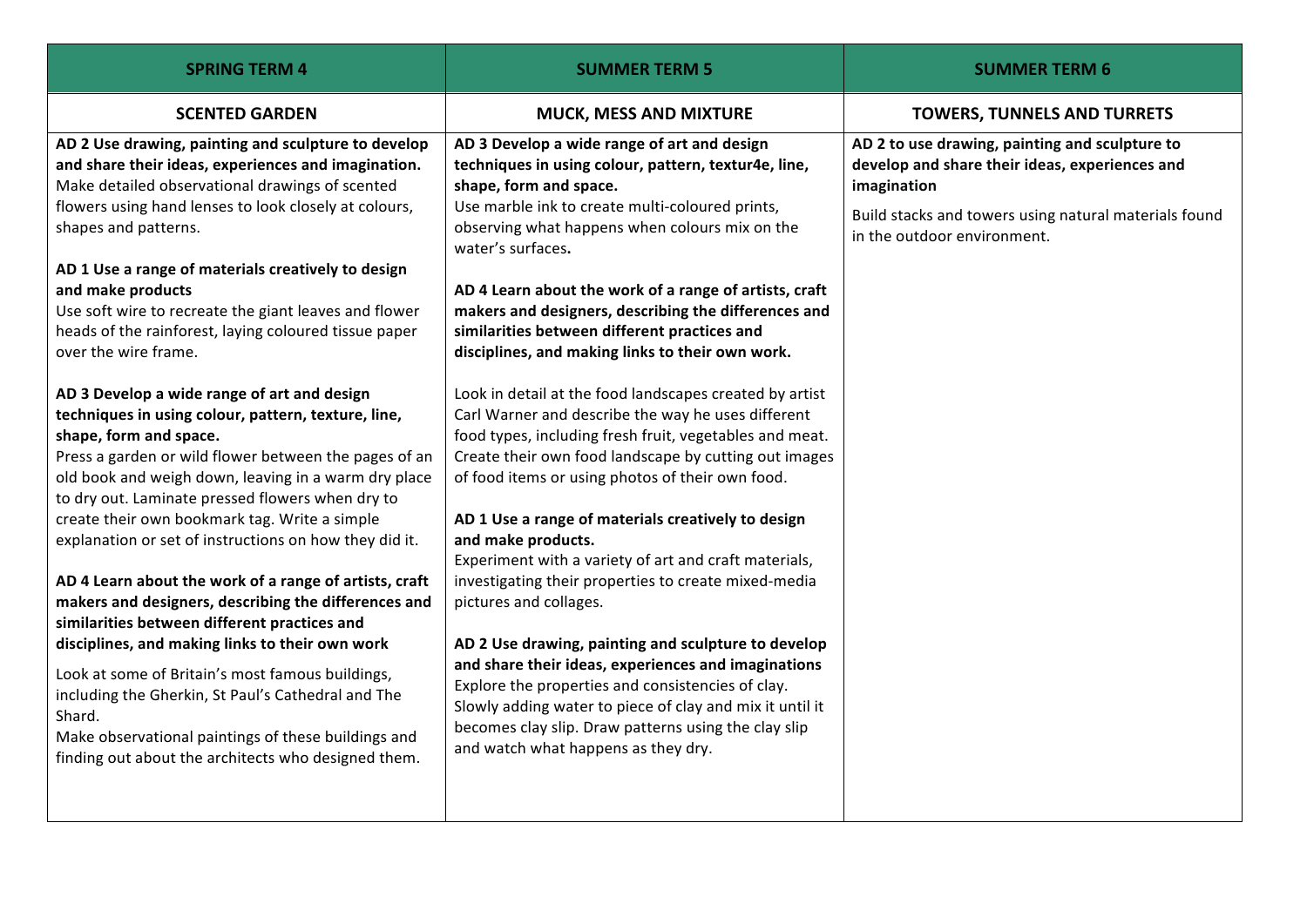| SPRING TERM 4 | SUMMER TERM 5 | SUMMER TERM 6 |
|---|---|---|
| **SCENTED GARDEN** | **MUCK, MESS AND MIXTURE** | **TOWERS, TUNNELS AND TURRETS** |
| **AD 2 Use drawing, painting and sculpture to develop and share their ideas, experiences and imagination.** Make detailed observational drawings of scented flowers using hand lenses to look closely at colours, shapes and patterns. <br><br> **AD 1 Use a range of materials creatively to design and make products** Use soft wire to recreate the giant leaves and flower heads of the rainforest, laying coloured tissue paper over the wire frame. <br><br> **AD 3 Develop a wide range of art and design techniques in using colour, pattern, texture, line, shape, form and space.** Press a garden or wild flower between the pages of an old book and weigh down, leaving in a warm dry place to dry out. Laminate pressed flowers when dry to create their own bookmark tag. Write a simple explanation or set of instructions on how they did it. <br><br> **AD 4 Learn about the work of a range of artists, craft makers and designers, describing the differences and similarities between different practices and disciplines, and making links to their own work** <br><br> Look at some of Britain's most famous buildings, including the Gherkin, St Paul's Cathedral and The Shard. Make observational paintings of these buildings and finding out about the architects who designed them. | **AD 3 Develop a wide range of art and design techniques in using colour, pattern, textur4e, line, shape, form and space.** Use marble ink to create multi-coloured prints, observing what happens when colours mix on the water's surfaces**.** <br><br> **AD 4 Learn about the work of a range of artists, craft makers and designers, describing the differences and similarities between different practices and disciplines, and making links to their own work.** <br><br> Look in detail at the food landscapes created by artist Carl Warner and describe the way he uses different food types, including fresh fruit, vegetables and meat. Create their own food landscape by cutting out images of food items or using photos of their own food. <br><br> **AD 1 Use a range of materials creatively to design and make products.** Experiment with a variety of art and craft materials, investigating their properties to create mixed-media pictures and collages. <br><br> **AD 2 Use drawing, painting and sculpture to develop and share their ideas, experiences and imaginations** Explore the properties and consistencies of clay. Slowly adding water to piece of clay and mix it until it becomes clay slip. Draw patterns using the clay slip and watch what happens as they dry. | **AD 2 to use drawing, painting and sculpture to develop and share their ideas, experiences and imagination** <br><br> Build stacks and towers using natural materials found in the outdoor environment. |